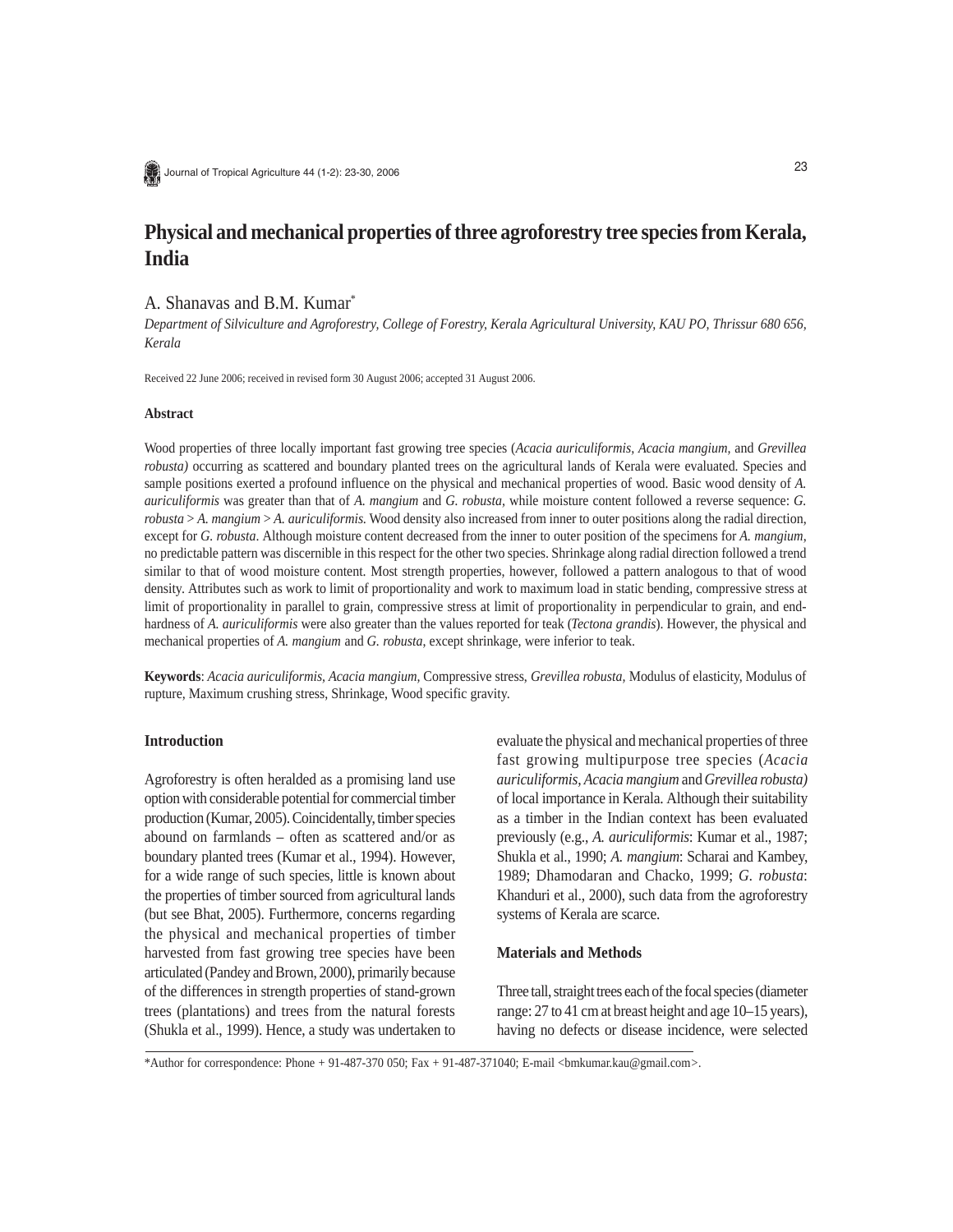# Physical and mechanical properties of three agroforestry tree species from Kerala, India

A. Shanavas and B.M. Kumar*

*Department of Silviculture and Agroforestry, College of Forestry, Kerala Agricultural University, KAU PO, Thrissur 680 656, Kerala*

Received 22 June 2006; received in revised form 30 August 2006; accepted 31 August 2006.

## Abstract

Wood properties of three locally important fast growing tree species (*Acacia auriculiformis, Acacia mangium,* and *Grevillea robusta)* occurring as scattered and boundary planted trees on the agricultural lands of Kerala were evaluated. Species and sample positions exerted a profound influence on the physical and mechanical properties of wood. Basic wood density of *A. auriculiformis* was greater than that of *A. mangium* and *G. robusta*, while moisture content followed a reverse sequence: *G. robusta* > *A. mangium* > *A. auriculiformis.* Wood density also increased from inner to outer positions along the radial direction, except for *G. robusta.* Although moisture content decreased from the inner to outer position of the specimens for *A. mangium,* no predictable pattern was discernible in this respect for the other two species. Shrinkage along radial direction followed a trend similar to that of wood moisture content. Most strength properties, however, followed a pattern analogous to that of wood density. Attributes such as work to limit of proportionality and work to maximum load in static bending, compressive stress at limit of proportionality in parallel to grain, compressive stress at limit of proportionality in perpendicular to grain, and end-hardness of *A. auriculiformis* were also greater than the values reported for teak (*Tectona grandis*). However, the physical and mechanical properties of *A. mangium* and *G. robusta,* except shrinkage, were inferior to teak.

**Keywords**: *Acacia auriculiformis, Acacia mangium,* Compressive stress, *Grevillea robusta,* Modulus of elasticity, Modulus of rupture, Maximum crushing stress, Shrinkage, Wood specific gravity.

## Introduction

Agroforestry is often heralded as a promising land use option with considerable potential for commercial timber production (Kumar, 2005). Coincidentally, timber species abound on farmlands – often as scattered and/or as boundary planted trees (Kumar et al., 1994). However, for a wide range of such species, little is known about the properties of timber sourced from agricultural lands (but see Bhat, 2005). Furthermore, concerns regarding the physical and mechanical properties of timber harvested from fast growing tree species have been articulated (Pandey and Brown, 2000), primarily because of the differences in strength properties of stand-grown trees (plantations) and trees from the natural forests (Shukla et al., 1999). Hence, a study was undertaken to evaluate the physical and mechanical properties of three fast growing multipurpose tree species (*Acacia auriculiformis, Acacia mangium* and *Grevillea robusta)* of local importance in Kerala. Although their suitability as a timber in the Indian context has been evaluated previously (e.g., *A. auriculiformis*: Kumar et al., 1987; Shukla et al., 1990; *A. mangium*: Scharai and Kambey, 1989; Dhamodaran and Chacko, 1999; *G. robusta*: Khanduri et al., 2000), such data from the agroforestry systems of Kerala are scarce.

## Materials and Methods

Three tall, straight trees each of the focal species (diameter range: 27 to 41 cm at breast height and age 10–15 years), having no defects or disease incidence, were selected

*Author for correspondence: Phone + 91-487-370 050; Fax + 91-487-371040; E-mail <bmkumar.kau@gmail.com>.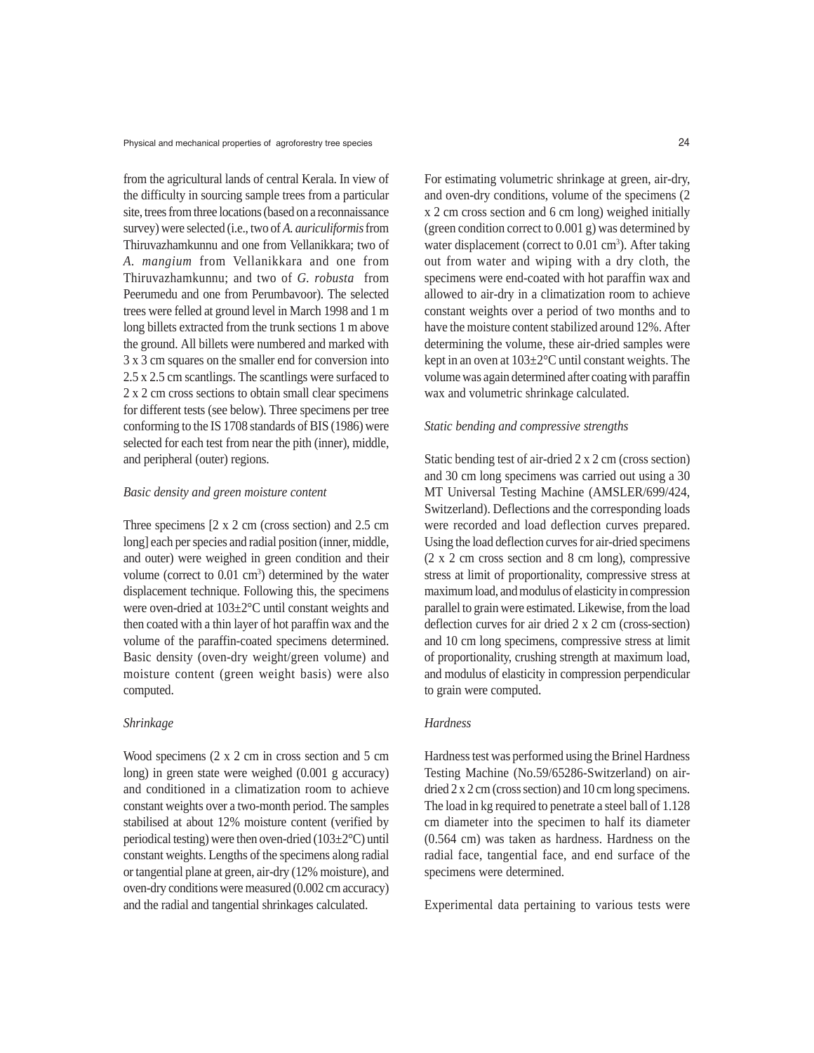from the agricultural lands of central Kerala. In view of the difficulty in sourcing sample trees from a particular site, trees from three locations (based on a reconnaissance survey) were selected (i.e., two of *A. auriculiformis* from Thiruvazhamkunnu and one from Vellanikkara; two of *A. mangium* from Vellanikkara and one from Thiruvazhamkunnu; and two of *G. robusta* from Peerumedu and one from Perumbavoor). The selected trees were felled at ground level in March 1998 and 1 m long billets extracted from the trunk sections 1 m above the ground. All billets were numbered and marked with 3 x 3 cm squares on the smaller end for conversion into 2.5 x 2.5 cm scantlings. The scantlings were surfaced to 2 x 2 cm cross sections to obtain small clear specimens for different tests (see below). Three specimens per tree conforming to the IS 1708 standards of BIS (1986) were selected for each test from near the pith (inner), middle, and peripheral (outer) regions.

*Basic density and green moisture content*

Three specimens [2 x 2 cm (cross section) and 2.5 cm long] each per species and radial position (inner, middle, and outer) were weighed in green condition and their volume (correct to 0.01 cm$^3$) determined by the water displacement technique. Following this, the specimens were oven-dried at 103±2°C until constant weights and then coated with a thin layer of hot paraffin wax and the volume of the paraffin-coated specimens determined. Basic density (oven-dry weight/green volume) and moisture content (green weight basis) were also computed.

*Shrinkage*

Wood specimens (2 x 2 cm in cross section and 5 cm long) in green state were weighed (0.001 g accuracy) and conditioned in a climatization room to achieve constant weights over a two-month period. The samples stabilised at about 12% moisture content (verified by periodical testing) were then oven-dried (103±2°C) until constant weights. Lengths of the specimens along radial or tangential plane at green, air-dry (12% moisture), and oven-dry conditions were measured (0.002 cm accuracy) and the radial and tangential shrinkages calculated.

For estimating volumetric shrinkage at green, air-dry, and oven-dry conditions, volume of the specimens (2 x 2 cm cross section and 6 cm long) weighed initially (green condition correct to 0.001 g) was determined by water displacement (correct to 0.01 cm$^3$). After taking out from water and wiping with a dry cloth, the specimens were end-coated with hot paraffin wax and allowed to air-dry in a climatization room to achieve constant weights over a period of two months and to have the moisture content stabilized around 12%. After determining the volume, these air-dried samples were kept in an oven at 103±2°C until constant weights. The volume was again determined after coating with paraffin wax and volumetric shrinkage calculated.

*Static bending and compressive strengths*

Static bending test of air-dried 2 x 2 cm (cross section) and 30 cm long specimens was carried out using a 30 MT Universal Testing Machine (AMSLER/699/424, Switzerland). Deflections and the corresponding loads were recorded and load deflection curves prepared. Using the load deflection curves for air-dried specimens (2 x 2 cm cross section and 8 cm long), compressive stress at limit of proportionality, compressive stress at maximum load, and modulus of elasticity in compression parallel to grain were estimated. Likewise, from the load deflection curves for air dried 2 x 2 cm (cross-section) and 10 cm long specimens, compressive stress at limit of proportionality, crushing strength at maximum load, and modulus of elasticity in compression perpendicular to grain were computed.

*Hardness*

Hardness test was performed using the Brinel Hardness Testing Machine (No.59/65286-Switzerland) on air-dried 2 x 2 cm (cross section) and 10 cm long specimens. The load in kg required to penetrate a steel ball of 1.128 cm diameter into the specimen to half its diameter (0.564 cm) was taken as hardness. Hardness on the radial face, tangential face, and end surface of the specimens were determined.

Experimental data pertaining to various tests were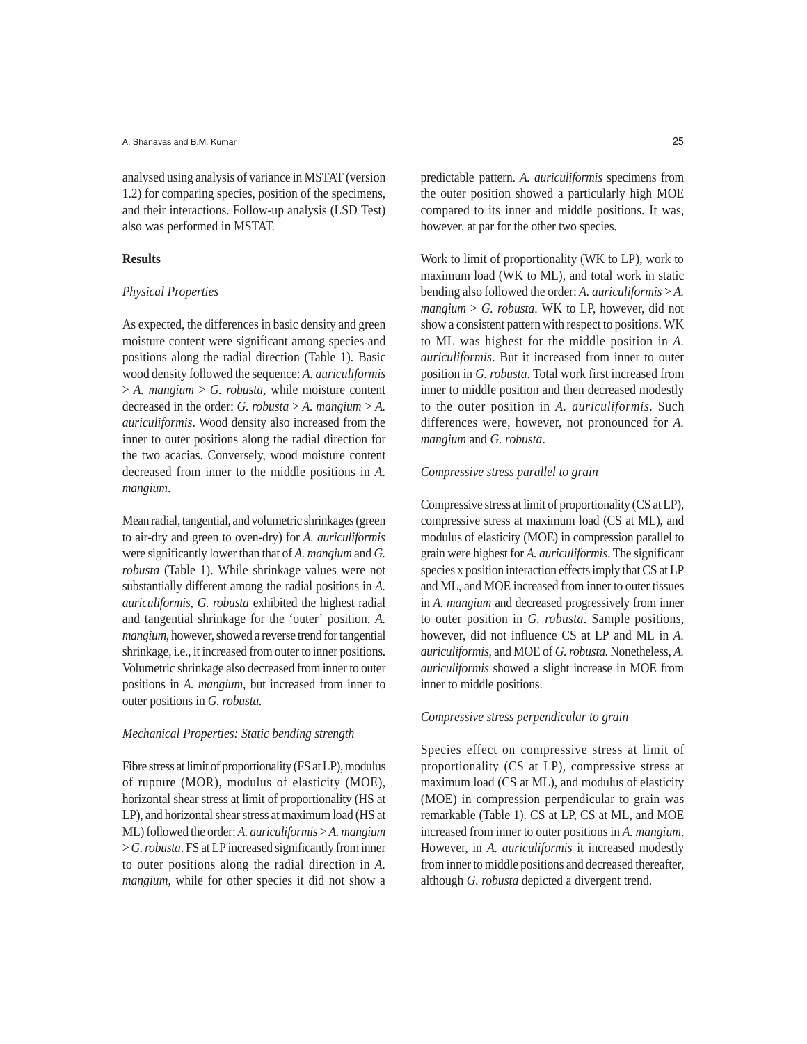analysed using analysis of variance in MSTAT (version 1.2) for comparing species, position of the specimens, and their interactions. Follow-up analysis (LSD Test) also was performed in MSTAT.

## Results

### *Physical Properties*

As expected, the differences in basic density and green moisture content were significant among species and positions along the radial direction (Table 1). Basic wood density followed the sequence: *A. auriculiformis* > *A. mangium* > *G. robusta,* while moisture content decreased in the order: *G. robusta* > *A. mangium* > *A. auriculiformis*. Wood density also increased from the inner to outer positions along the radial direction for the two acacias. Conversely, wood moisture content decreased from inner to the middle positions in *A. mangium*.

Mean radial, tangential, and volumetric shrinkages (green to air-dry and green to oven-dry) for *A. auriculiformis* were significantly lower than that of *A. mangium* and *G. robusta* (Table 1). While shrinkage values were not substantially different among the radial positions in *A. auriculiformis*, *G. robusta* exhibited the highest radial and tangential shrinkage for the 'outer' position. *A. mangium*, however, showed a reverse trend for tangential shrinkage, i.e., it increased from outer to inner positions. Volumetric shrinkage also decreased from inner to outer positions in *A. mangium*, but increased from inner to outer positions in *G. robusta.*

### *Mechanical Properties: Static bending strength*

Fibre stress at limit of proportionality (FS at LP), modulus of rupture (MOR), modulus of elasticity (MOE), horizontal shear stress at limit of proportionality (HS at LP), and horizontal shear stress at maximum load (HS at ML) followed the order: *A. auriculiformis* > *A. mangium* > *G. robusta*. FS at LP increased significantly from inner to outer positions along the radial direction in *A. mangium*, while for other species it did not show a predictable pattern. *A. auriculiformis* specimens from the outer position showed a particularly high MOE compared to its inner and middle positions. It was, however, at par for the other two species.

Work to limit of proportionality (WK to LP), work to maximum load (WK to ML), and total work in static bending also followed the order: *A. auriculiformis* > *A. mangium* > *G. robusta*. WK to LP, however, did not show a consistent pattern with respect to positions. WK to ML was highest for the middle position in *A. auriculiformis*. But it increased from inner to outer position in *G. robusta*. Total work first increased from inner to middle position and then decreased modestly to the outer position in *A. auriculiformis*. Such differences were, however, not pronounced for *A. mangium* and *G. robusta*.

### *Compressive stress parallel to grain*

Compressive stress at limit of proportionality (CS at LP), compressive stress at maximum load (CS at ML), and modulus of elasticity (MOE) in compression parallel to grain were highest for *A. auriculiformis*. The significant species x position interaction effects imply that CS at LP and ML, and MOE increased from inner to outer tissues in *A. mangium* and decreased progressively from inner to outer position in *G. robusta*. Sample positions, however, did not influence CS at LP and ML in *A. auriculiformis*, and MOE of *G. robusta.* Nonetheless, *A. auriculiformis* showed a slight increase in MOE from inner to middle positions.

### *Compressive stress perpendicular to grain*

Species effect on compressive stress at limit of proportionality (CS at LP), compressive stress at maximum load (CS at ML), and modulus of elasticity (MOE) in compression perpendicular to grain was remarkable (Table 1). CS at LP, CS at ML, and MOE increased from inner to outer positions in *A. mangium*. However, in *A. auriculiformis* it increased modestly from inner to middle positions and decreased thereafter, although *G. robusta* depicted a divergent trend.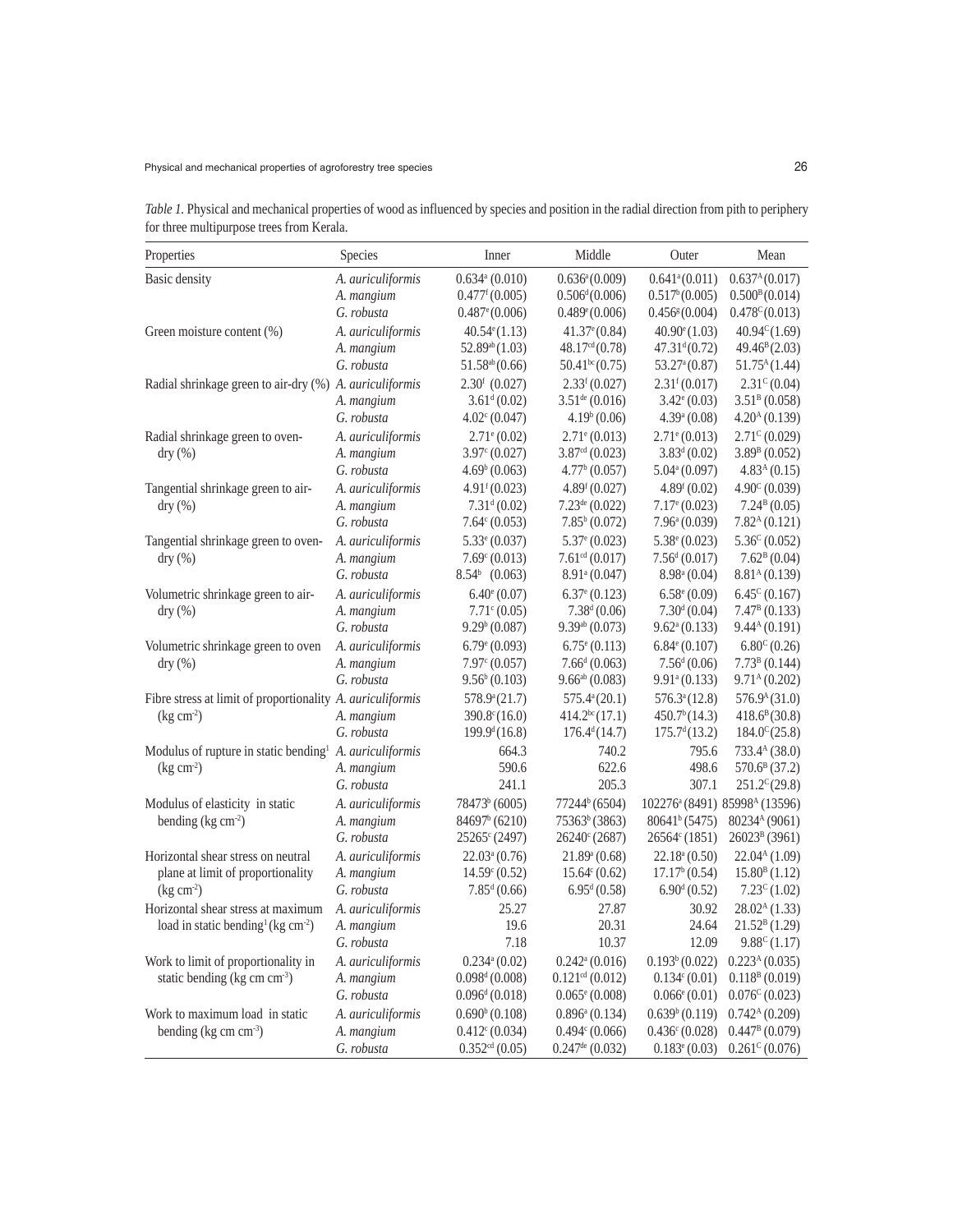*Table 1.* Physical and mechanical properties of wood as influenced by species and position in the radial direction from pith to periphery for three multipurpose trees from Kerala.

| Properties | Species | Inner | Middle | Outer | Mean |
|---|---|---|---|---|---|
| Basic density | *A. auriculiformis* | 0.634$^{a}$ (0.010) | 0.636$^{a}$ (0.009) | 0.641$^{a}$ (0.011) | 0.637$^{A}$ (0.017) |
| | *A. mangium* | 0.477$^{f}$ (0.005) | 0.506$^{d}$ (0.006) | 0.517$^{b}$ (0.005) | 0.500$^{B}$ (0.014) |
| | *G. robusta* | 0.487$^{e}$ (0.006) | 0.489$^{e}$ (0.006) | 0.456$^{g}$ (0.004) | 0.478$^{C}$ (0.013) |
| Green moisture content (%) | *A. auriculiformis* | 40.54$^{e}$ (1.13) | 41.37$^{e}$ (0.84) | 40.90$^{e}$ (1.03) | 40.94$^{C}$ (1.69) |
| | *A. mangium* | 52.89$^{ab}$ (1.03) | 48.17$^{cd}$ (0.78) | 47.31$^{d}$ (0.72) | 49.46$^{B}$ (2.03) |
| | *G. robusta* | 51.58$^{ab}$ (0.66) | 50.41$^{bc}$ (0.75) | 53.27$^{a}$ (0.87) | 51.75$^{A}$ (1.44) |
| Radial shrinkage green to air-dry (%) | *A. auriculiformis* | 2.30$^{f}$ (0.027) | 2.33$^{f}$ (0.027) | 2.31$^{f}$ (0.017) | 2.31$^{C}$ (0.04) |
| | *A. mangium* | 3.61$^{d}$ (0.02) | 3.51$^{de}$ (0.016) | 3.42$^{e}$ (0.03) | 3.51$^{B}$ (0.058) |
| | *G. robusta* | 4.02$^{c}$ (0.047) | 4.19$^{b}$ (0.06) | 4.39$^{a}$ (0.08) | 4.20$^{A}$ (0.139) |
| Radial shrinkage green to oven-dry (%) | *A. auriculiformis* | 2.71$^{e}$ (0.02) | 2.71$^{e}$ (0.013) | 2.71$^{e}$ (0.013) | 2.71$^{C}$ (0.029) |
| | *A. mangium* | 3.97$^{c}$ (0.027) | 3.87$^{cd}$ (0.023) | 3.83$^{d}$ (0.02) | 3.89$^{B}$ (0.052) |
| | *G. robusta* | 4.69$^{b}$ (0.063) | 4.77$^{b}$ (0.057) | 5.04$^{a}$ (0.097) | 4.83$^{A}$ (0.15) |
| Tangential shrinkage green to air-dry (%) | *A. auriculiformis* | 4.91$^{f}$ (0.023) | 4.89$^{f}$ (0.027) | 4.89$^{f}$ (0.02) | 4.90$^{C}$ (0.039) |
| | *A. mangium* | 7.31$^{d}$ (0.02) | 7.23$^{de}$ (0.022) | 7.17$^{e}$ (0.023) | 7.24$^{B}$ (0.05) |
| | *G. robusta* | 7.64$^{c}$ (0.053) | 7.85$^{b}$ (0.072) | 7.96$^{a}$ (0.039) | 7.82$^{A}$ (0.121) |
| Tangential shrinkage green to oven-dry (%) | *A. auriculiformis* | 5.33$^{e}$ (0.037) | 5.37$^{e}$ (0.023) | 5.38$^{e}$ (0.023) | 5.36$^{C}$ (0.052) |
| | *A. mangium* | 7.69$^{c}$ (0.013) | 7.61$^{cd}$ (0.017) | 7.56$^{d}$ (0.017) | 7.62$^{B}$ (0.04) |
| | *G. robusta* | 8.54$^{b}$ (0.063) | 8.91$^{a}$ (0.047) | 8.98$^{a}$ (0.04) | 8.81$^{A}$ (0.139) |
| Volumetric shrinkage green to air-dry (%) | *A. auriculiformis* | 6.40$^{e}$ (0.07) | 6.37$^{e}$ (0.123) | 6.58$^{e}$ (0.09) | 6.45$^{C}$ (0.167) |
| | *A. mangium* | 7.71$^{c}$ (0.05) | 7.38$^{d}$ (0.06) | 7.30$^{d}$ (0.04) | 7.47$^{B}$ (0.133) |
| | *G. robusta* | 9.29$^{b}$ (0.087) | 9.39$^{ab}$ (0.073) | 9.62$^{a}$ (0.133) | 9.44$^{A}$ (0.191) |
| Volumetric shrinkage green to oven dry (%) | *A. auriculiformis* | 6.79$^{e}$ (0.093) | 6.75$^{e}$ (0.113) | 6.84$^{e}$ (0.107) | 6.80$^{C}$ (0.26) |
| | *A. mangium* | 7.97$^{c}$ (0.057) | 7.66$^{d}$ (0.063) | 7.56$^{d}$ (0.06) | 7.73$^{B}$ (0.144) |
| | *G. robusta* | 9.56$^{b}$ (0.103) | 9.66$^{ab}$ (0.083) | 9.91$^{a}$ (0.133) | 9.71$^{A}$ (0.202) |
| Fibre stress at limit of proportionality (kg cm$^{-2}$) | *A. auriculiformis* | 578.9$^{a}$ (21.7) | 575.4$^{a}$ (20.1) | 576.3$^{a}$ (12.8) | 576.9$^{A}$ (31.0) |
| | *A. mangium* | 390.8$^{c}$ (16.0) | 414.2$^{bc}$ (17.1) | 450.7$^{b}$ (14.3) | 418.6$^{B}$ (30.8) |
| | *G. robusta* | 199.9$^{d}$ (16.8) | 176.4$^{d}$ (14.7) | 175.7$^{d}$ (13.2) | 184.0$^{C}$ (25.8) |
| Modulus of rupture in static bending[1] (kg cm$^{-2}$) | *A. auriculiformis* | 664.3 | 740.2 | 795.6 | 733.4$^{A}$ (38.0) |
| | *A. mangium* | 590.6 | 622.6 | 498.6 | 570.6$^{B}$ (37.2) |
| | *G. robusta* | 241.1 | 205.3 | 307.1 | 251.2$^{C}$ (29.8) |
| Modulus of elasticity in static bending (kg cm$^{-2}$) | *A. auriculiformis* | 78473$^{b}$ (6005) | 77244$^{b}$ (6504) | 102276$^{a}$ (8491) | 85998$^{A}$ (13596) |
| | *A. mangium* | 84697$^{b}$ (6210) | 75363$^{b}$ (3863) | 80641$^{b}$ (5475) | 80234$^{A}$ (9061) |
| | *G. robusta* | 25265$^{c}$ (2497) | 26240$^{c}$ (2687) | 26564$^{c}$ (1851) | 26023$^{B}$ (3961) |
| Horizontal shear stress on neutral plane at limit of proportionality (kg cm$^{-2}$) | *A. auriculiformis* | 22.03$^{a}$ (0.76) | 21.89$^{a}$ (0.68) | 22.18$^{a}$ (0.50) | 22.04$^{A}$ (1.09) |
| | *A. mangium* | 14.59$^{c}$ (0.52) | 15.64$^{c}$ (0.62) | 17.17$^{b}$ (0.54) | 15.80$^{B}$ (1.12) |
| | *G. robusta* | 7.85$^{d}$ (0.66) | 6.95$^{d}$ (0.58) | 6.90$^{d}$ (0.52) | 7.23$^{C}$ (1.02) |
| Horizontal shear stress at maximum load in static bending[1] (kg cm$^{-2}$) | *A. auriculiformis* | 25.27 | 27.87 | 30.92 | 28.02$^{A}$ (1.33) |
| | *A. mangium* | 19.6 | 20.31 | 24.64 | 21.52$^{B}$ (1.29) |
| | *G. robusta* | 7.18 | 10.37 | 12.09 | 9.88$^{C}$ (1.17) |
| Work to limit of proportionality in static bending (kg cm cm$^{-3}$) | *A. auriculiformis* | 0.234$^{a}$ (0.02) | 0.242$^{a}$ (0.016) | 0.193$^{b}$ (0.022) | 0.223$^{A}$ (0.035) |
| | *A. mangium* | 0.098$^{d}$ (0.008) | 0.121$^{cd}$ (0.012) | 0.134$^{c}$ (0.01) | 0.118$^{B}$ (0.019) |
| | *G. robusta* | 0.096$^{d}$ (0.018) | 0.065$^{e}$ (0.008) | 0.066$^{e}$ (0.01) | 0.076$^{C}$ (0.023) |
| Work to maximum load in static bending (kg cm cm$^{-3}$) | *A. auriculiformis* | 0.690$^{b}$ (0.108) | 0.896$^{a}$ (0.134) | 0.639$^{b}$ (0.119) | 0.742$^{A}$ (0.209) |
| | *A. mangium* | 0.412$^{c}$ (0.034) | 0.494$^{c}$ (0.066) | 0.436$^{c}$ (0.028) | 0.447$^{B}$ (0.079) |
| | *G. robusta* | 0.352$^{cd}$ (0.05) | 0.247$^{de}$ (0.032) | 0.183$^{e}$ (0.03) | 0.261$^{C}$ (0.076) |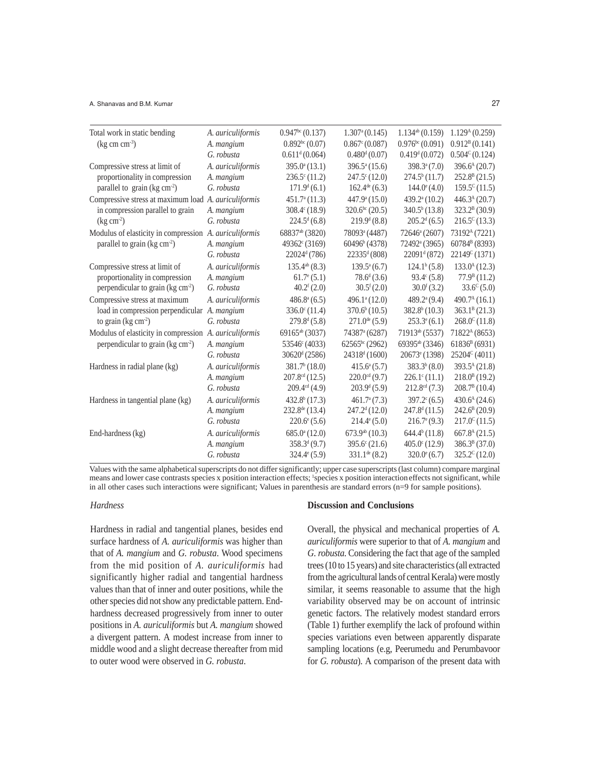| | | | | | |
|---|---|---|---|---|---|
| Total work in static bending (kg cm cm$^{-3}$) | *A. auriculiformis* | $0.947^{bc}$ (0.137) | $1.307^{a}$ (0.145) | $1.134^{ab}$ (0.159) | $1.129^{A}$ (0.259) |
| | *A. mangium* | $0.892^{bc}$ (0.07) | $0.867^{c}$ (0.087) | $0.976^{bc}$ (0.091) | $0.912^{B}$ (0.141) |
| | *G. robusta* | $0.611^{d}$ (0.064) | $0.480^{d}$ (0.07) | $0.419^{d}$ (0.072) | $0.504^{C}$ (0.124) |
| Compressive stress at limit of proportionality in compression parallel to grain (kg cm$^{-2}$) | *A. auriculiformis* | $395.0^{a}$ (13.1) | $396.5^{a}$ (15.6) | $398.3^{a}$ (7.0) | $396.6^{A}$ (20.7) |
| | *A. mangium* | $236.5^{c}$ (11.2) | $247.5^{c}$ (12.0) | $274.5^{b}$ (11.7) | $252.8^{B}$ (21.5) |
| | *G. robusta* | $171.9^{d}$ (6.1) | $162.4^{de}$ (6.3) | $144.0^{e}$ (4.0) | $159.5^{C}$ (11.5) |
| Compressive stress at maximum load in compression parallel to grain (kg cm$^{-2}$) | *A. auriculiformis* | $451.7^{a}$ (11.3) | $447.9^{a}$ (15.0) | $439.2^{a}$ (10.2) | $446.3^{A}$ (20.7) |
| | *A. mangium* | $308.4^{c}$ (18.9) | $320.6^{bc}$ (20.5) | $340.5^{b}$ (13.8) | $323.2^{B}$ (30.9) |
| | *G. robusta* | $224.5^{d}$ (6.8) | $219.9^{d}$ (8.8) | $205.2^{d}$ (6.5) | $216.5^{C}$ (13.3) |
| Modulus of elasticity in compression parallel to grain (kg cm$^{-2}$) | *A. auriculiformis* | $68837^{ab}$ (3820) | $78093^{a}$ (4487) | $72646^{a}$ (2607) | $73192^{A}$ (7221) |
| | *A. mangium* | $49362^{c}$ (3169) | $60496^{b}$ (4378) | $72492^{a}$ (3965) | $60784^{B}$ (8393) |
| | *G. robusta* | $22024^{d}$ (786) | $22335^{d}$ (808) | $22091^{d}$ (872) | $22149^{C}$ (1371) |
| Compressive stress at limit of proportionality in compression perpendicular to grain (kg cm$^{-2}$) | *A. auriculiformis* | $135.4^{ab}$ (8.3) | $139.5^{a}$ (6.7) | $124.1^{b}$ (5.8) | $133.0^{A}$ (12.3) |
| | *A. mangium* | $61.7^{e}$ (5.1) | $78.6^{d}$ (3.6) | $93.4^{c}$ (5.8) | $77.9^{B}$ (11.2) |
| | *G. robusta* | $40.2^{f}$ (2.0) | $30.5^{f}$ (2.0) | $30.0^{f}$ (3.2) | $33.6^{C}$ (5.0) |
| Compressive stress at maximum load in compression perpendicular to grain (kg cm$^{-2}$) | *A. auriculiformis* | $486.8^{a}$ (6.5) | $496.1^{a}$ (12.0) | $489.2^{a}$ (9.4) | $490.7^{A}$ (16.1) |
| | *A. mangium* | $336.0^{c}$ (11.4) | $370.6^{b}$ (10.5) | $382.8^{b}$ (10.3) | $363.1^{B}$ (21.3) |
| | *G. robusta* | $279.8^{d}$ (5.8) | $271.0^{de}$ (5.9) | $253.3^{e}$ (6.1) | $268.0^{C}$ (11.8) |
| Modulus of elasticity in compression perpendicular to grain (kg cm$^{-2}$) | *A. auriculiformis* | $69165^{ab}$ (3037) | $74387^{a}$ (6287) | $71913^{ab}$ (5537) | $71822^{A}$ (8653) |
| | *A. mangium* | $53546^{c}$ (4033) | $62565^{bc}$ (2962) | $69395^{ab}$ (3346) | $61836^{B}$ (6931) |
| | *G. robusta* | $30620^{d}$ (2586) | $24318^{d}$ (1600) | $20673^{e}$ (1398) | $25204^{C}$ (4011) |
| Hardness in radial plane (kg) | *A. auriculiformis* | $381.7^{b}$ (18.0) | $415.6^{a}$ (5.7) | $383.3^{b}$ (8.0) | $393.5^{A}$ (21.8) |
| | *A. mangium* | $207.8^{cd}$ (12.5) | $220.0^{cd}$ (9.7) | $226.1^{c}$ (11.1) | $218.0^{B}$ (19.2) |
| | *G. robusta* | $209.4^{cd}$ (4.9) | $203.9^{d}$ (5.9) | $212.8^{cd}$ (7.3) | $208.7^{B}$ (10.4) |
| Hardness in tangential plane (kg) | *A. auriculiformis* | $432.8^{b}$ (17.3) | $461.7^{a}$ (7.3) | $397.2^{c}$ (6.5) | $430.6^{A}$ (24.6) |
| | *A. mangium* | $232.8^{de}$ (13.4) | $247.2^{d}$ (12.0) | $247.8^{d}$ (11.5) | $242.6^{B}$ (20.9) |
| | *G. robusta* | $220.6^{e}$ (5.6) | $214.4^{e}$ (5.0) | $216.7^{e}$ (9.3) | $217.0^{C}$ (11.5) |
| End-hardness (kg) | *A. auriculiformis* | $685.0^{a}$ (12.0) | $673.9^{ab}$ (10.3) | $644.4^{b}$ (11.8) | $667.8^{A}$ (21.5) |
| | *A. mangium* | $358.3^{d}$ (9.7) | $395.6^{c}$ (21.6) | $405.0^{c}$ (12.9) | $386.3^{B}$ (37.0) |
| | *G. robusta* | $324.4^{e}$ (5.9) | $331.1^{de}$ (8.2) | $320.0^{e}$ (6.7) | $325.2^{C}$ (12.0) |

Values with the same alphabetical superscripts do not differ significantly; upper case superscripts (last column) compare marginal means and lower case contrasts species x position interaction effects; [1]species x position interaction effects not significant, while in all other cases such interactions were significant; Values in parenthesis are standard errors (n=9 for sample positions).

### *Hardness*

Hardness in radial and tangential planes, besides end surface hardness of *A. auriculiformis* was higher than that of *A. mangium* and *G. robusta*. Wood specimens from the mid position of *A. auriculiformis* had significantly higher radial and tangential hardness values than that of inner and outer positions, while the other species did not show any predictable pattern. End-hardness decreased progressively from inner to outer positions in *A. auriculiformis* but *A. mangium* showed a divergent pattern. A modest increase from inner to middle wood and a slight decrease thereafter from mid to outer wood were observed in *G. robusta*.

## Discussion and Conclusions

Overall, the physical and mechanical properties of *A. auriculiformis* were superior to that of *A. mangium* and *G. robusta.* Considering the fact that age of the sampled trees (10 to 15 years) and site characteristics (all extracted from the agricultural lands of central Kerala) were mostly similar, it seems reasonable to assume that the high variability observed may be on account of intrinsic genetic factors. The relatively modest standard errors (Table 1) further exemplify the lack of profound within species variations even between apparently disparate sampling locations (e.g, Peerumedu and Perumbavoor for *G. robusta*). A comparison of the present data with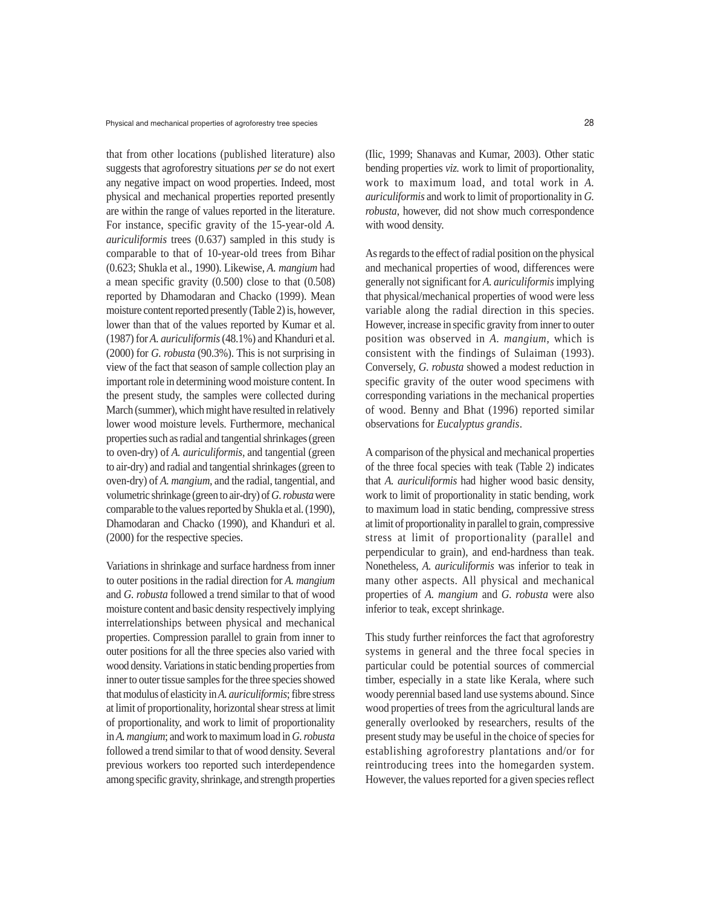that from other locations (published literature) also suggests that agroforestry situations *per se* do not exert any negative impact on wood properties. Indeed, most physical and mechanical properties reported presently are within the range of values reported in the literature. For instance, specific gravity of the 15-year-old *A. auriculiformis* trees (0.637) sampled in this study is comparable to that of 10-year-old trees from Bihar (0.623; Shukla et al., 1990). Likewise, *A. mangium* had a mean specific gravity (0.500) close to that (0.508) reported by Dhamodaran and Chacko (1999). Mean moisture content reported presently (Table 2) is, however, lower than that of the values reported by Kumar et al. (1987) for *A. auriculiformis* (48.1%) and Khanduri et al. (2000) for *G. robusta* (90.3%). This is not surprising in view of the fact that season of sample collection play an important role in determining wood moisture content. In the present study, the samples were collected during March (summer), which might have resulted in relatively lower wood moisture levels. Furthermore, mechanical properties such as radial and tangential shrinkages (green to oven-dry) of *A. auriculiformis*, and tangential (green to air-dry) and radial and tangential shrinkages (green to oven-dry) of *A. mangium*, and the radial, tangential, and volumetric shrinkage (green to air-dry) of *G. robusta* were comparable to the values reported by Shukla et al. (1990), Dhamodaran and Chacko (1990), and Khanduri et al. (2000) for the respective species.

Variations in shrinkage and surface hardness from inner to outer positions in the radial direction for *A. mangium* and *G. robusta* followed a trend similar to that of wood moisture content and basic density respectively implying interrelationships between physical and mechanical properties. Compression parallel to grain from inner to outer positions for all the three species also varied with wood density. Variations in static bending properties from inner to outer tissue samples for the three species showed that modulus of elasticity in *A. auriculiformis*; fibre stress at limit of proportionality, horizontal shear stress at limit of proportionality, and work to limit of proportionality in *A. mangium*; and work to maximum load in *G. robusta* followed a trend similar to that of wood density. Several previous workers too reported such interdependence among specific gravity, shrinkage, and strength properties (Ilic, 1999; Shanavas and Kumar, 2003). Other static bending properties *viz.* work to limit of proportionality, work to maximum load, and total work in *A. auriculiformis* and work to limit of proportionality in *G. robusta*, however, did not show much correspondence with wood density.

As regards to the effect of radial position on the physical and mechanical properties of wood, differences were generally not significant for *A. auriculiformis* implying that physical/mechanical properties of wood were less variable along the radial direction in this species. However, increase in specific gravity from inner to outer position was observed in *A. mangium*, which is consistent with the findings of Sulaiman (1993). Conversely, *G. robusta* showed a modest reduction in specific gravity of the outer wood specimens with corresponding variations in the mechanical properties of wood. Benny and Bhat (1996) reported similar observations for *Eucalyptus grandis*.

A comparison of the physical and mechanical properties of the three focal species with teak (Table 2) indicates that *A. auriculiformis* had higher wood basic density, work to limit of proportionality in static bending, work to maximum load in static bending, compressive stress at limit of proportionality in parallel to grain, compressive stress at limit of proportionality (parallel and perpendicular to grain), and end-hardness than teak. Nonetheless, *A. auriculiformis* was inferior to teak in many other aspects. All physical and mechanical properties of *A. mangium* and *G. robusta* were also inferior to teak, except shrinkage.

This study further reinforces the fact that agroforestry systems in general and the three focal species in particular could be potential sources of commercial timber, especially in a state like Kerala, where such woody perennial based land use systems abound. Since wood properties of trees from the agricultural lands are generally overlooked by researchers, results of the present study may be useful in the choice of species for establishing agroforestry plantations and/or for reintroducing trees into the homegarden system. However, the values reported for a given species reflect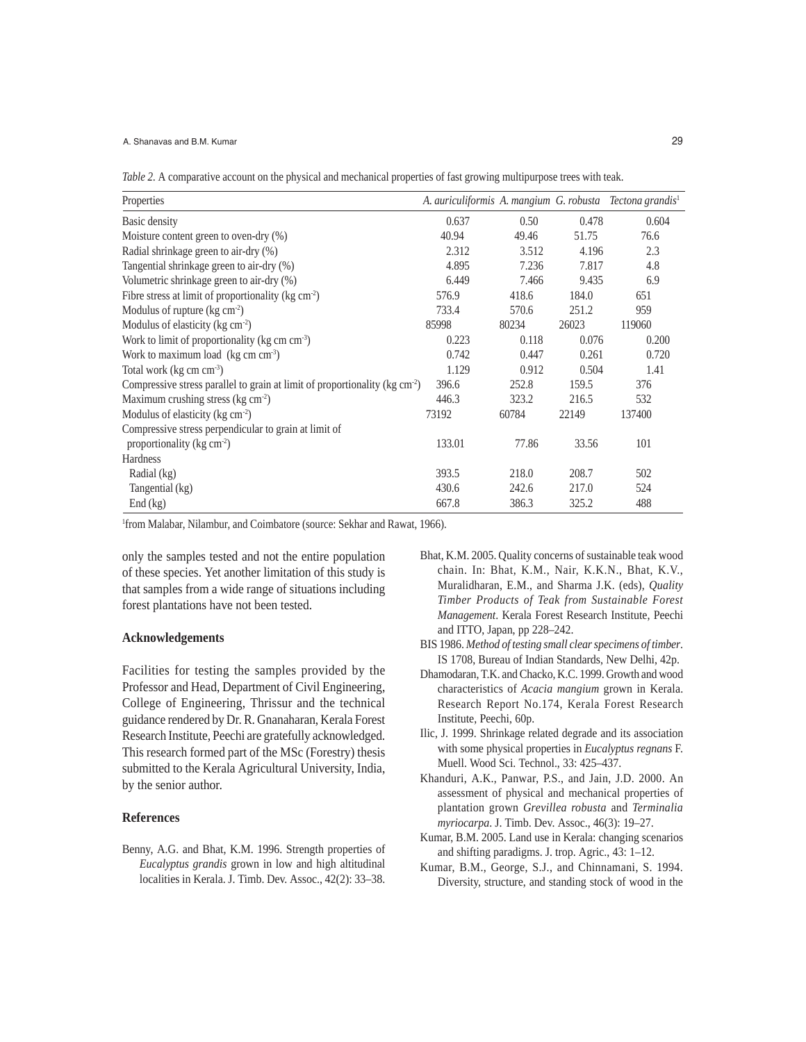*Table 2.* A comparative account on the physical and mechanical properties of fast growing multipurpose trees with teak.

| Properties | *A. auriculiformis* | *A. mangium* | *G. robusta* | *Tectona grandis*[1] |
|---|---|---|---|---|
| Basic density | 0.637 | 0.50 | 0.478 | 0.604 |
| Moisture content green to oven-dry (%) | 40.94 | 49.46 | 51.75 | 76.6 |
| Radial shrinkage green to air-dry (%) | 2.312 | 3.512 | 4.196 | 2.3 |
| Tangential shrinkage green to air-dry (%) | 4.895 | 7.236 | 7.817 | 4.8 |
| Volumetric shrinkage green to air-dry (%) | 6.449 | 7.466 | 9.435 | 6.9 |
| Fibre stress at limit of proportionality (kg cm$^{-2}$) | 576.9 | 418.6 | 184.0 | 651 |
| Modulus of rupture (kg cm$^{-2}$) | 733.4 | 570.6 | 251.2 | 959 |
| Modulus of elasticity (kg cm$^{-2}$) | 85998 | 80234 | 26023 | 119060 |
| Work to limit of proportionality (kg cm cm$^{-3}$) | 0.223 | 0.118 | 0.076 | 0.200 |
| Work to maximum load (kg cm cm$^{-3}$) | 0.742 | 0.447 | 0.261 | 0.720 |
| Total work (kg cm cm$^{-3}$) | 1.129 | 0.912 | 0.504 | 1.41 |
| Compressive stress parallel to grain at limit of proportionality (kg cm$^{-2}$) | 396.6 | 252.8 | 159.5 | 376 |
| Maximum crushing stress (kg cm$^{-2}$) | 446.3 | 323.2 | 216.5 | 532 |
| Modulus of elasticity (kg cm$^{-2}$) | 73192 | 60784 | 22149 | 137400 |
| Compressive stress perpendicular to grain at limit of proportionality (kg cm$^{-2}$) | 133.01 | 77.86 | 33.56 | 101 |
| Hardness | | | | |
| Radial (kg) | 393.5 | 218.0 | 208.7 | 502 |
| Tangential (kg) | 430.6 | 242.6 | 217.0 | 524 |
| End (kg) | 667.8 | 386.3 | 325.2 | 488 |

[1]from Malabar, Nilambur, and Coimbatore (source: Sekhar and Rawat, 1966).

only the samples tested and not the entire population of these species. Yet another limitation of this study is that samples from a wide range of situations including forest plantations have not been tested.

## Acknowledgements

Facilities for testing the samples provided by the Professor and Head, Department of Civil Engineering, College of Engineering, Thrissur and the technical guidance rendered by Dr. R. Gnanaharan, Kerala Forest Research Institute, Peechi are gratefully acknowledged. This research formed part of the MSc (Forestry) thesis submitted to the Kerala Agricultural University, India, by the senior author.

## References

Benny, A.G. and Bhat, K.M. 1996. Strength properties of *Eucalyptus grandis* grown in low and high altitudinal localities in Kerala. J. Timb. Dev. Assoc., 42(2): 33–38.

Bhat, K.M. 2005. Quality concerns of sustainable teak wood chain. In: Bhat, K.M., Nair, K.K.N., Bhat, K.V., Muralidharan, E.M., and Sharma J.K. (eds), *Quality Timber Products of Teak from Sustainable Forest Management*. Kerala Forest Research Institute, Peechi and ITTO, Japan, pp 228–242.

BIS 1986. *Method of testing small clear specimens of timber*. IS 1708, Bureau of Indian Standards, New Delhi, 42p.

Dhamodaran, T.K. and Chacko, K.C. 1999. Growth and wood characteristics of *Acacia mangium* grown in Kerala. Research Report No.174, Kerala Forest Research Institute, Peechi, 60p.

Ilic, J. 1999. Shrinkage related degrade and its association with some physical properties in *Eucalyptus regnans* F. Muell. Wood Sci. Technol., 33: 425–437.

Khanduri, A.K., Panwar, P.S., and Jain, J.D. 2000. An assessment of physical and mechanical properties of plantation grown *Grevillea robusta* and *Terminalia myriocarpa*. J. Timb. Dev. Assoc., 46(3): 19–27.

Kumar, B.M. 2005. Land use in Kerala: changing scenarios and shifting paradigms. J. trop. Agric., 43: 1–12.

Kumar, B.M., George, S.J., and Chinnamani, S. 1994. Diversity, structure, and standing stock of wood in the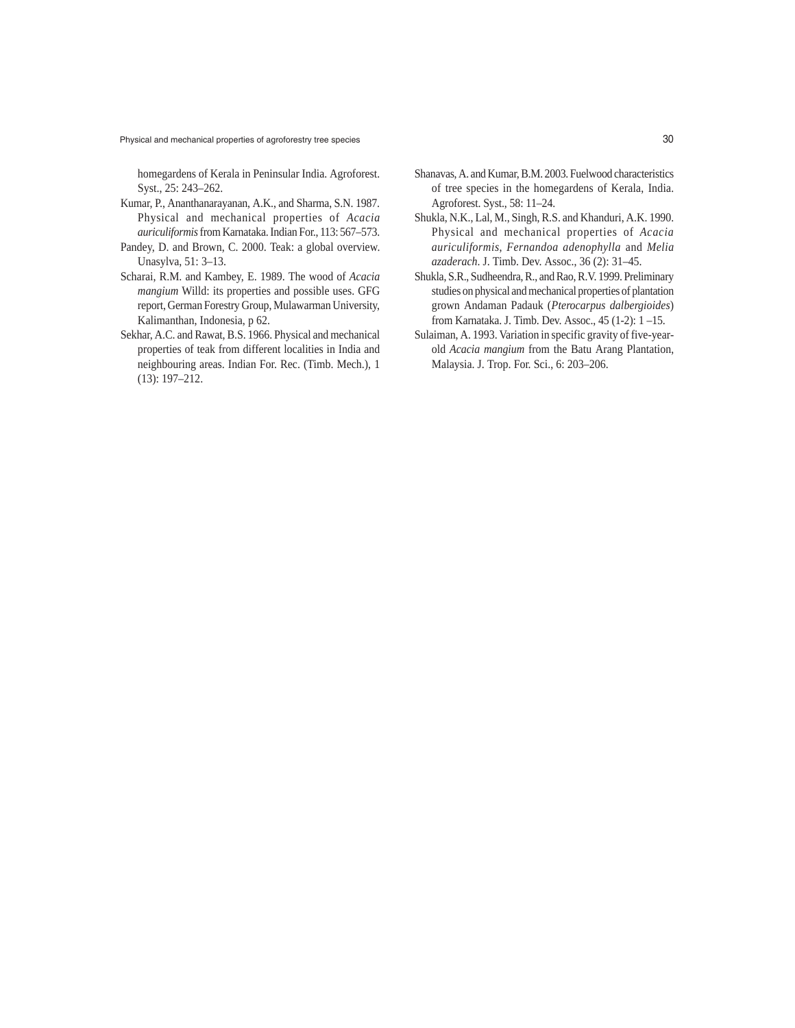homegardens of Kerala in Peninsular India. Agroforest. Syst., 25: 243–262.

Kumar, P., Ananthanarayanan, A.K., and Sharma, S.N. 1987. Physical and mechanical properties of *Acacia auriculiformis* from Karnataka. Indian For., 113: 567–573.

Pandey, D. and Brown, C. 2000. Teak: a global overview. Unasylva, 51: 3–13.

Scharai, R.M. and Kambey, E. 1989. The wood of *Acacia mangium* Willd: its properties and possible uses. GFG report, German Forestry Group, Mulawarman University, Kalimanthan, Indonesia, p 62.

Sekhar, A.C. and Rawat, B.S. 1966. Physical and mechanical properties of teak from different localities in India and neighbouring areas. Indian For. Rec. (Timb. Mech.), 1 (13): 197–212.

Shanavas, A. and Kumar, B.M. 2003. Fuelwood characteristics of tree species in the homegardens of Kerala, India. Agroforest. Syst., 58: 11–24.

Shukla, N.K., Lal, M., Singh, R.S. and Khanduri, A.K. 1990. Physical and mechanical properties of *Acacia auriculiformis*, *Fernandoa adenophylla* and *Melia azaderach*. J. Timb. Dev. Assoc., 36 (2): 31–45.

Shukla, S.R., Sudheendra, R., and Rao, R.V. 1999. Preliminary studies on physical and mechanical properties of plantation grown Andaman Padauk (*Pterocarpus dalbergioides*) from Karnataka. J. Timb. Dev. Assoc., 45 (1-2): 1 –15.

Sulaiman, A. 1993. Variation in specific gravity of five-year-old *Acacia mangium* from the Batu Arang Plantation, Malaysia. J. Trop. For. Sci., 6: 203–206.